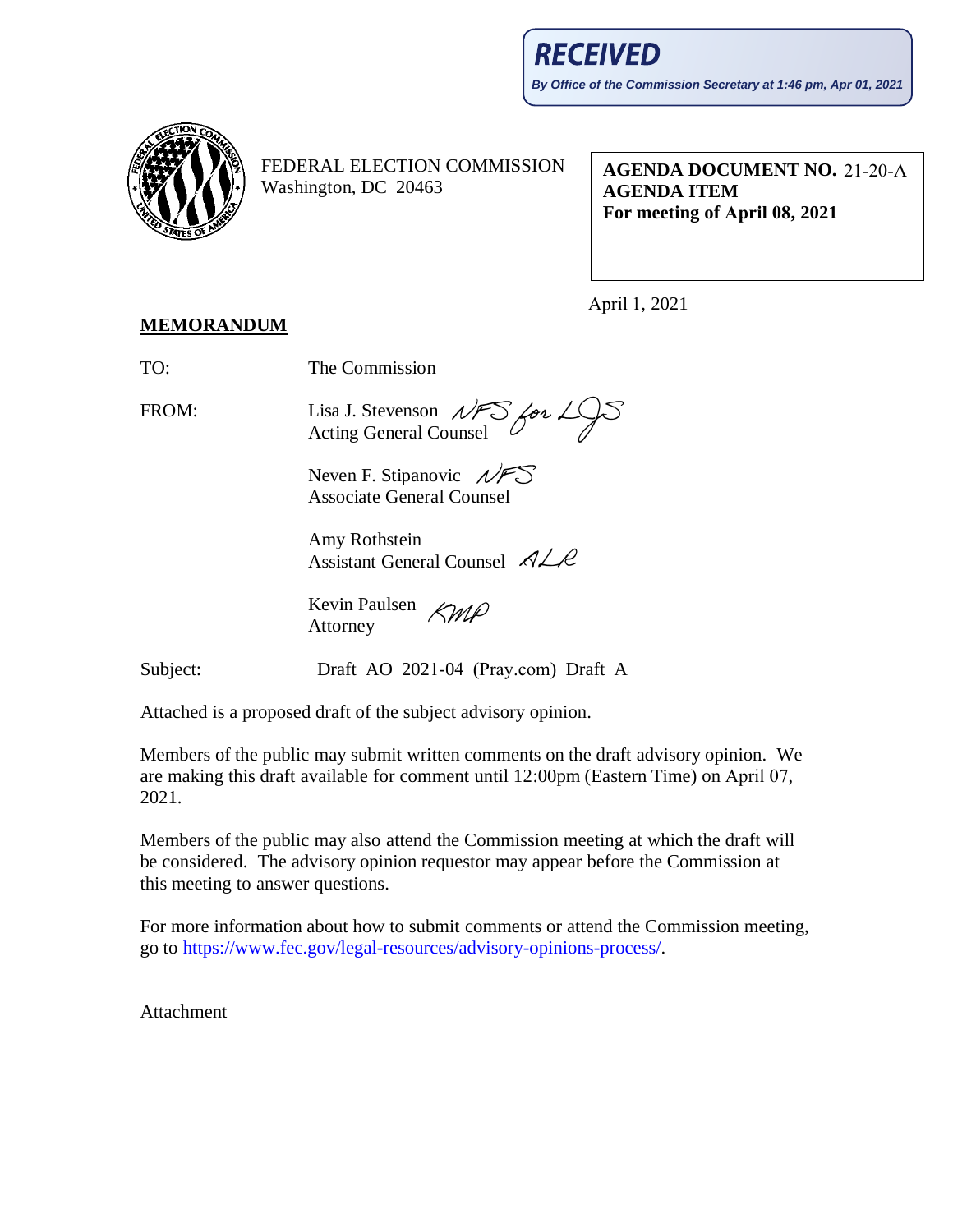**RECEIVED**

*By Office of the Commission Secretary at 1:46 pm, Apr 01, 2021*

FEDERAL ELECTION COMMISSION
Washington, DC 20463

**AGENDA DOCUMENT NO.** 21-20-A
**AGENDA ITEM**
**For meeting of April 08, 2021**

April 1, 2021

**MEMORANDUM**

TO: The Commission

FROM: Lisa J. Stevenson *NFS for LJS*
Acting General Counsel

Neven F. Stipanovic *NFS*
Associate General Counsel

Amy Rothstein
Assistant General Counsel *ALR*

Kevin Paulsen *KMP*
Attorney

Subject: Draft AO 2021-04 (Pray.com) Draft A

Attached is a proposed draft of the subject advisory opinion.

Members of the public may submit written comments on the draft advisory opinion. We are making this draft available for comment until 12:00pm (Eastern Time) on April 07, 2021.

Members of the public may also attend the Commission meeting at which the draft will be considered. The advisory opinion requestor may appear before the Commission at this meeting to answer questions.

For more information about how to submit comments or attend the Commission meeting, go to https://www.fec.gov/legal-resources/advisory-opinions-process/.

Attachment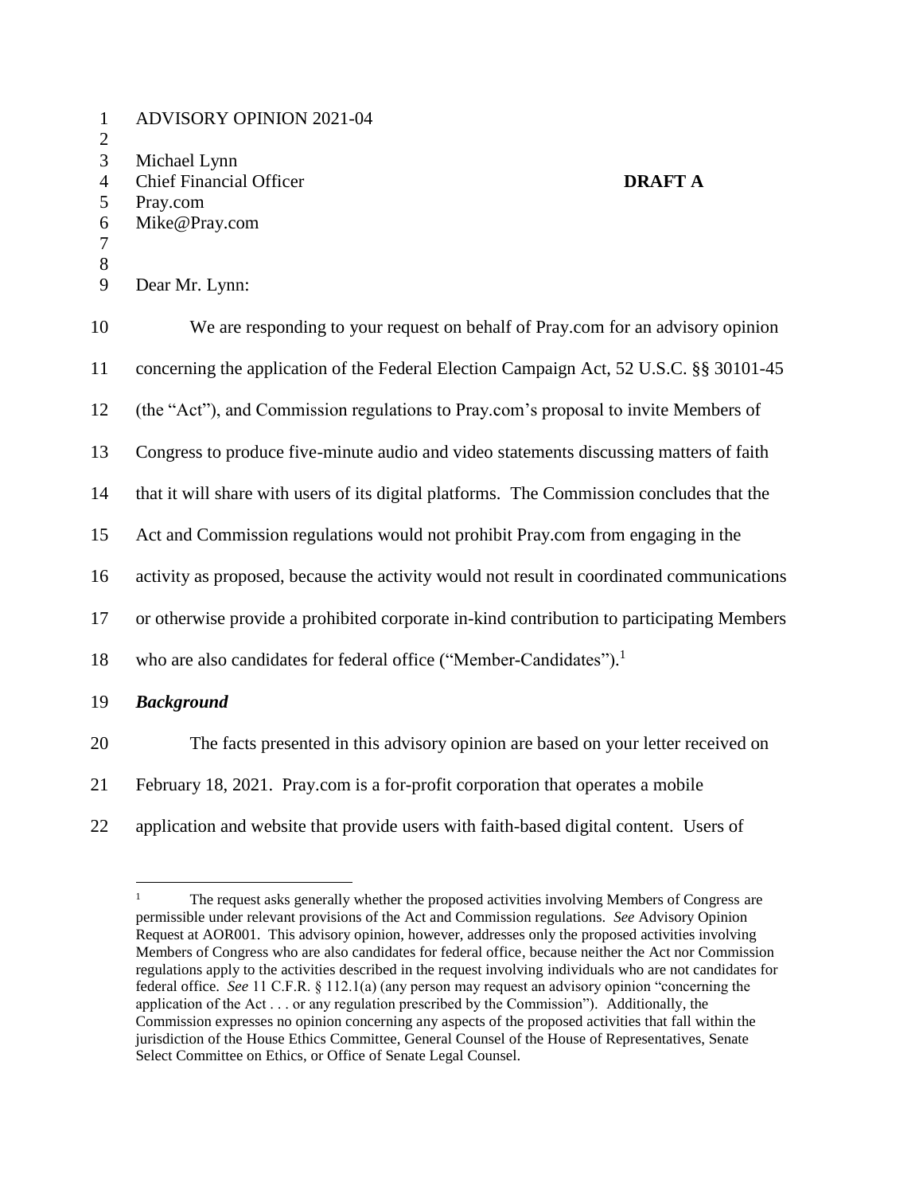ADVISORY OPINION 2021-04

Michael Lynn
Chief Financial Officer **DRAFT A**
Pray.com
Mike@Pray.com

Dear Mr. Lynn:

We are responding to your request on behalf of Pray.com for an advisory opinion concerning the application of the Federal Election Campaign Act, 52 U.S.C. §§ 30101-45 (the "Act"), and Commission regulations to Pray.com's proposal to invite Members of Congress to produce five-minute audio and video statements discussing matters of faith that it will share with users of its digital platforms. The Commission concludes that the Act and Commission regulations would not prohibit Pray.com from engaging in the activity as proposed, because the activity would not result in coordinated communications or otherwise provide a prohibited corporate in-kind contribution to participating Members who are also candidates for federal office ("Member-Candidates").[1]

***Background***

The facts presented in this advisory opinion are based on your letter received on February 18, 2021. Pray.com is a for-profit corporation that operates a mobile application and website that provide users with faith-based digital content. Users of

[1] The request asks generally whether the proposed activities involving Members of Congress are permissible under relevant provisions of the Act and Commission regulations. *See* Advisory Opinion Request at AOR001. This advisory opinion, however, addresses only the proposed activities involving Members of Congress who are also candidates for federal office, because neither the Act nor Commission regulations apply to the activities described in the request involving individuals who are not candidates for federal office. *See* 11 C.F.R. § 112.1(a) (any person may request an advisory opinion "concerning the application of the Act . . . or any regulation prescribed by the Commission"). Additionally, the Commission expresses no opinion concerning any aspects of the proposed activities that fall within the jurisdiction of the House Ethics Committee, General Counsel of the House of Representatives, Senate Select Committee on Ethics, or Office of Senate Legal Counsel.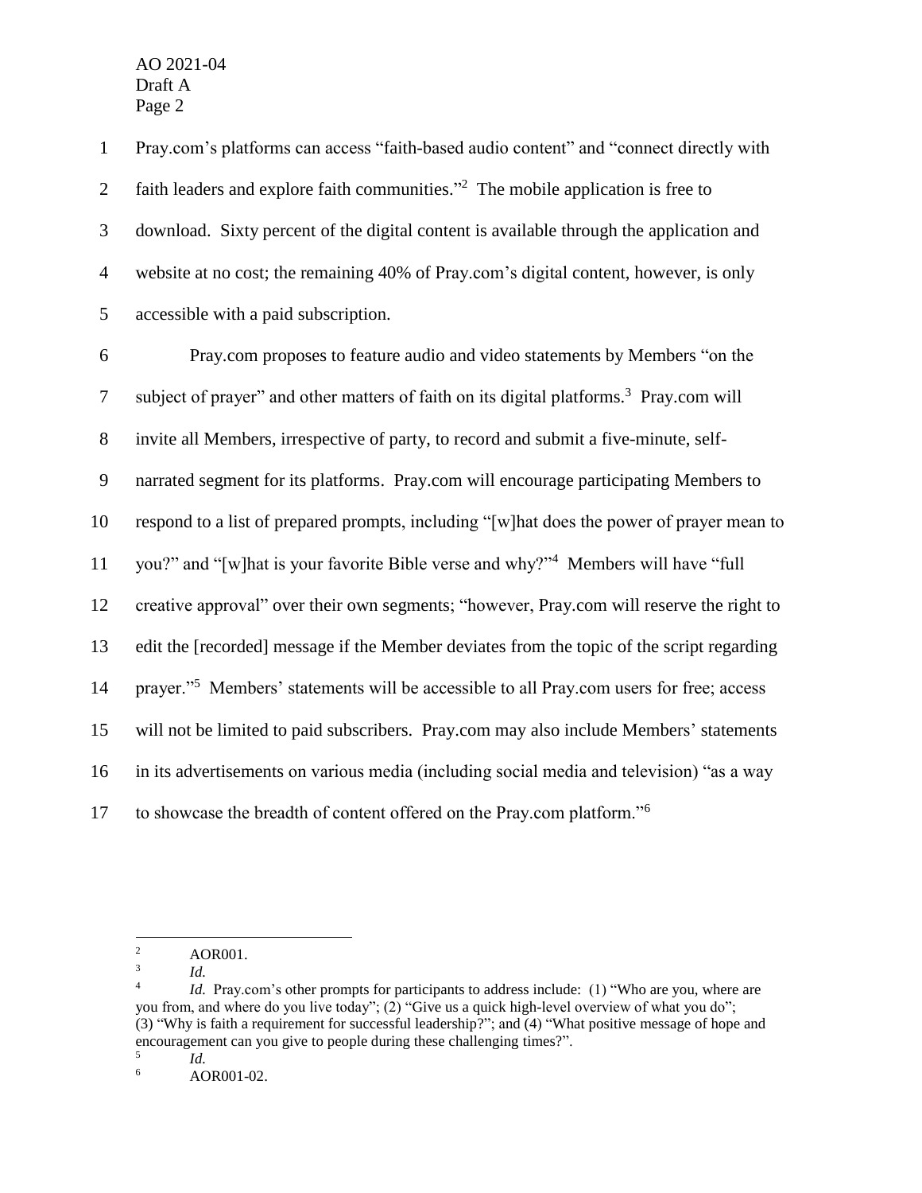Pray.com's platforms can access "faith-based audio content" and "connect directly with faith leaders and explore faith communities."[2] The mobile application is free to download. Sixty percent of the digital content is available through the application and website at no cost; the remaining 40% of Pray.com's digital content, however, is only accessible with a paid subscription.

Pray.com proposes to feature audio and video statements by Members "on the subject of prayer" and other matters of faith on its digital platforms.[3] Pray.com will invite all Members, irrespective of party, to record and submit a five-minute, self-narrated segment for its platforms. Pray.com will encourage participating Members to respond to a list of prepared prompts, including "[w]hat does the power of prayer mean to you?" and "[w]hat is your favorite Bible verse and why?"[4] Members will have "full creative approval" over their own segments; "however, Pray.com will reserve the right to edit the [recorded] message if the Member deviates from the topic of the script regarding prayer."[5] Members' statements will be accessible to all Pray.com users for free; access will not be limited to paid subscribers. Pray.com may also include Members' statements in its advertisements on various media (including social media and television) "as a way to showcase the breadth of content offered on the Pray.com platform."[6]

---

[2] AOR001.

[3] *Id.*

[4] *Id.* Pray.com's other prompts for participants to address include: (1) "Who are you, where are you from, and where do you live today"; (2) "Give us a quick high-level overview of what you do"; (3) "Why is faith a requirement for successful leadership?"; and (4) "What positive message of hope and encouragement can you give to people during these challenging times?".

[5] *Id.*

[6] AOR001-02.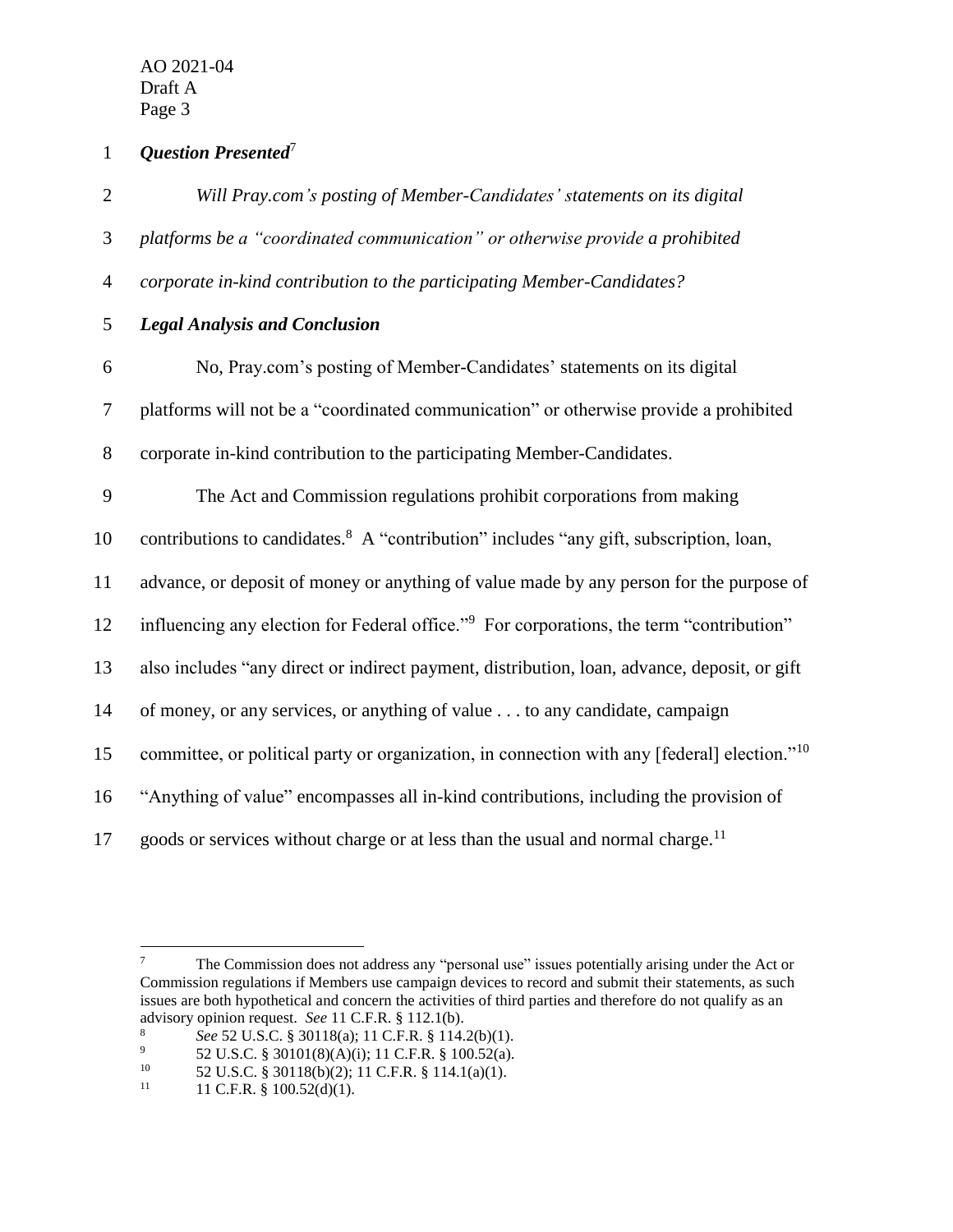***Question Presented***[7]

*Will Pray.com's posting of Member-Candidates' statements on its digital platforms be a "coordinated communication" or otherwise provide a prohibited corporate in-kind contribution to the participating Member-Candidates?*

***Legal Analysis and Conclusion***

No, Pray.com's posting of Member-Candidates' statements on its digital platforms will not be a "coordinated communication" or otherwise provide a prohibited corporate in-kind contribution to the participating Member-Candidates.

The Act and Commission regulations prohibit corporations from making contributions to candidates.[8] A "contribution" includes "any gift, subscription, loan, advance, or deposit of money or anything of value made by any person for the purpose of influencing any election for Federal office."[9] For corporations, the term "contribution" also includes "any direct or indirect payment, distribution, loan, advance, deposit, or gift of money, or any services, or anything of value . . . to any candidate, campaign committee, or political party or organization, in connection with any [federal] election."[10] "Anything of value" encompasses all in-kind contributions, including the provision of goods or services without charge or at less than the usual and normal charge.[11]

---

[7] The Commission does not address any "personal use" issues potentially arising under the Act or Commission regulations if Members use campaign devices to record and submit their statements, as such issues are both hypothetical and concern the activities of third parties and therefore do not qualify as an advisory opinion request. *See* 11 C.F.R. § 112.1(b).

[8] *See* 52 U.S.C. § 30118(a); 11 C.F.R. § 114.2(b)(1).

[9] 52 U.S.C. § 30101(8)(A)(i); 11 C.F.R. § 100.52(a).

[10] 52 U.S.C. § 30118(b)(2); 11 C.F.R. § 114.1(a)(1).

[11] 11 C.F.R. § 100.52(d)(1).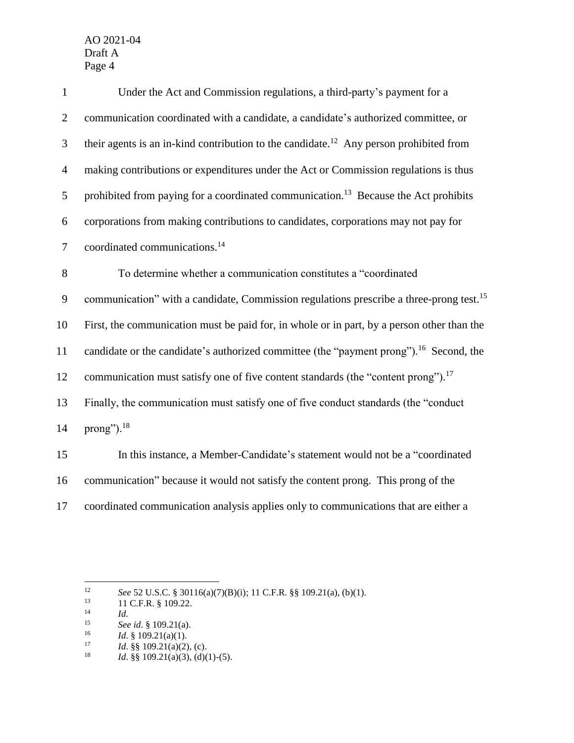Under the Act and Commission regulations, a third-party's payment for a communication coordinated with a candidate, a candidate's authorized committee, or their agents is an in-kind contribution to the candidate.[12] Any person prohibited from making contributions or expenditures under the Act or Commission regulations is thus prohibited from paying for a coordinated communication.[13] Because the Act prohibits corporations from making contributions to candidates, corporations may not pay for coordinated communications.[14]

To determine whether a communication constitutes a "coordinated communication" with a candidate, Commission regulations prescribe a three-prong test.[15] First, the communication must be paid for, in whole or in part, by a person other than the candidate or the candidate's authorized committee (the "payment prong").[16] Second, the communication must satisfy one of five content standards (the "content prong").[17] Finally, the communication must satisfy one of five conduct standards (the "conduct prong").[18]

In this instance, a Member-Candidate's statement would not be a "coordinated communication" because it would not satisfy the content prong. This prong of the coordinated communication analysis applies only to communications that are either a

---

[12] *See* 52 U.S.C. § 30116(a)(7)(B)(i); 11 C.F.R. §§ 109.21(a), (b)(1).

[13] 11 C.F.R. § 109.22.

[14] *Id.*

[15] *See id*. § 109.21(a).

[16] *Id*. § 109.21(a)(1).

[17] *Id*. §§ 109.21(a)(2), (c).

[18] *Id*. §§ 109.21(a)(3), (d)(1)-(5).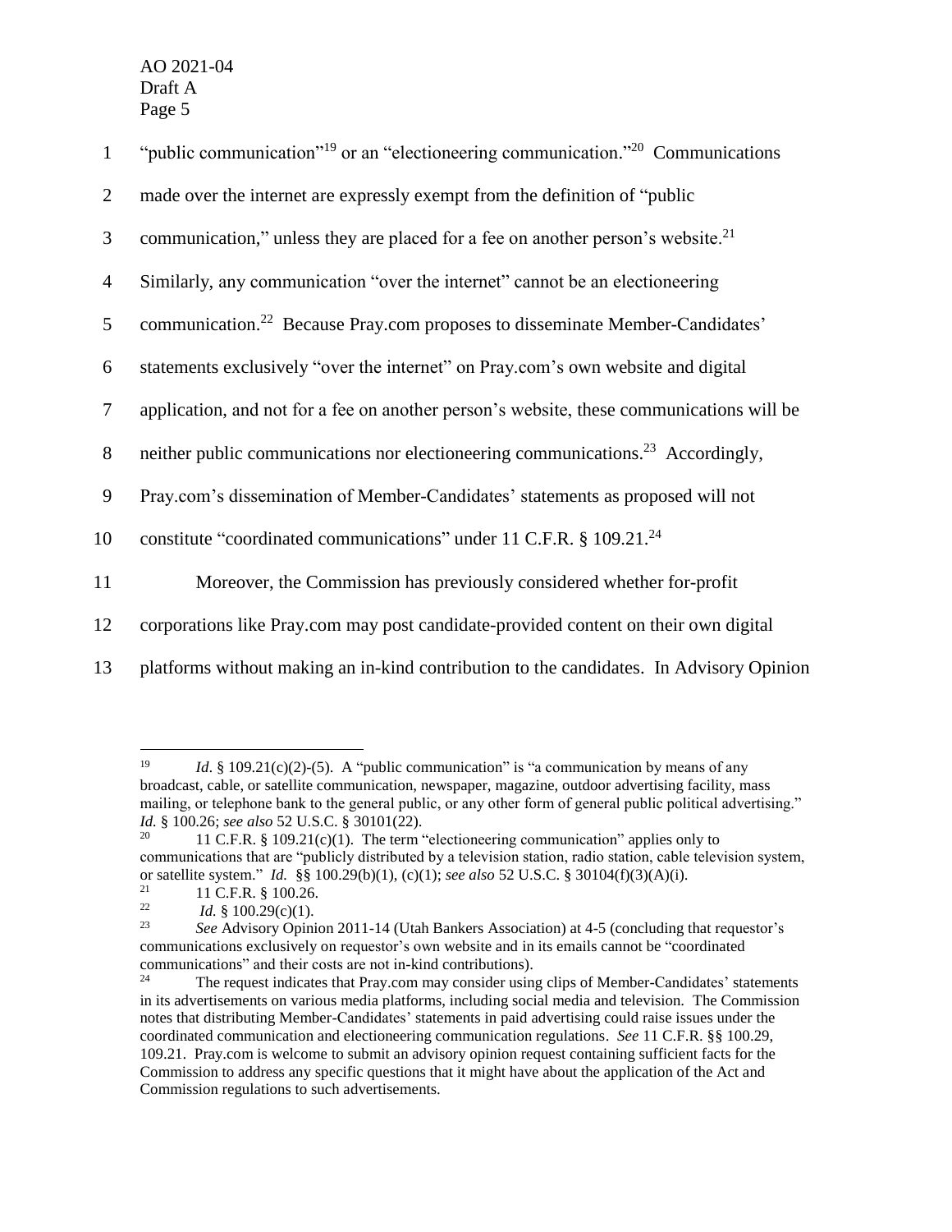"public communication"[19] or an "electioneering communication."[20] Communications made over the internet are expressly exempt from the definition of "public communication," unless they are placed for a fee on another person's website.[21] Similarly, any communication "over the internet" cannot be an electioneering communication.[22] Because Pray.com proposes to disseminate Member-Candidates' statements exclusively "over the internet" on Pray.com's own website and digital application, and not for a fee on another person's website, these communications will be neither public communications nor electioneering communications.[23] Accordingly, Pray.com's dissemination of Member-Candidates' statements as proposed will not constitute "coordinated communications" under 11 C.F.R. § 109.21.[24]

Moreover, the Commission has previously considered whether for-profit corporations like Pray.com may post candidate-provided content on their own digital platforms without making an in-kind contribution to the candidates. In Advisory Opinion

---

[19] *Id*. § 109.21(c)(2)-(5). A "public communication" is "a communication by means of any broadcast, cable, or satellite communication, newspaper, magazine, outdoor advertising facility, mass mailing, or telephone bank to the general public, or any other form of general public political advertising." *Id.* § 100.26; *see also* 52 U.S.C. § 30101(22).

[20] 11 C.F.R. § 109.21(c)(1). The term "electioneering communication" applies only to communications that are "publicly distributed by a television station, radio station, cable television system, or satellite system." *Id.* §§ 100.29(b)(1), (c)(1); *see also* 52 U.S.C. § 30104(f)(3)(A)(i).

[21] 11 C.F.R. § 100.26.

[22] *Id.* § 100.29(c)(1).

[23] *See* Advisory Opinion 2011-14 (Utah Bankers Association) at 4-5 (concluding that requestor's communications exclusively on requestor's own website and in its emails cannot be "coordinated communications" and their costs are not in-kind contributions).

[24] The request indicates that Pray.com may consider using clips of Member-Candidates' statements in its advertisements on various media platforms, including social media and television. The Commission notes that distributing Member-Candidates' statements in paid advertising could raise issues under the coordinated communication and electioneering communication regulations. *See* 11 C.F.R. §§ 100.29, 109.21. Pray.com is welcome to submit an advisory opinion request containing sufficient facts for the Commission to address any specific questions that it might have about the application of the Act and Commission regulations to such advertisements.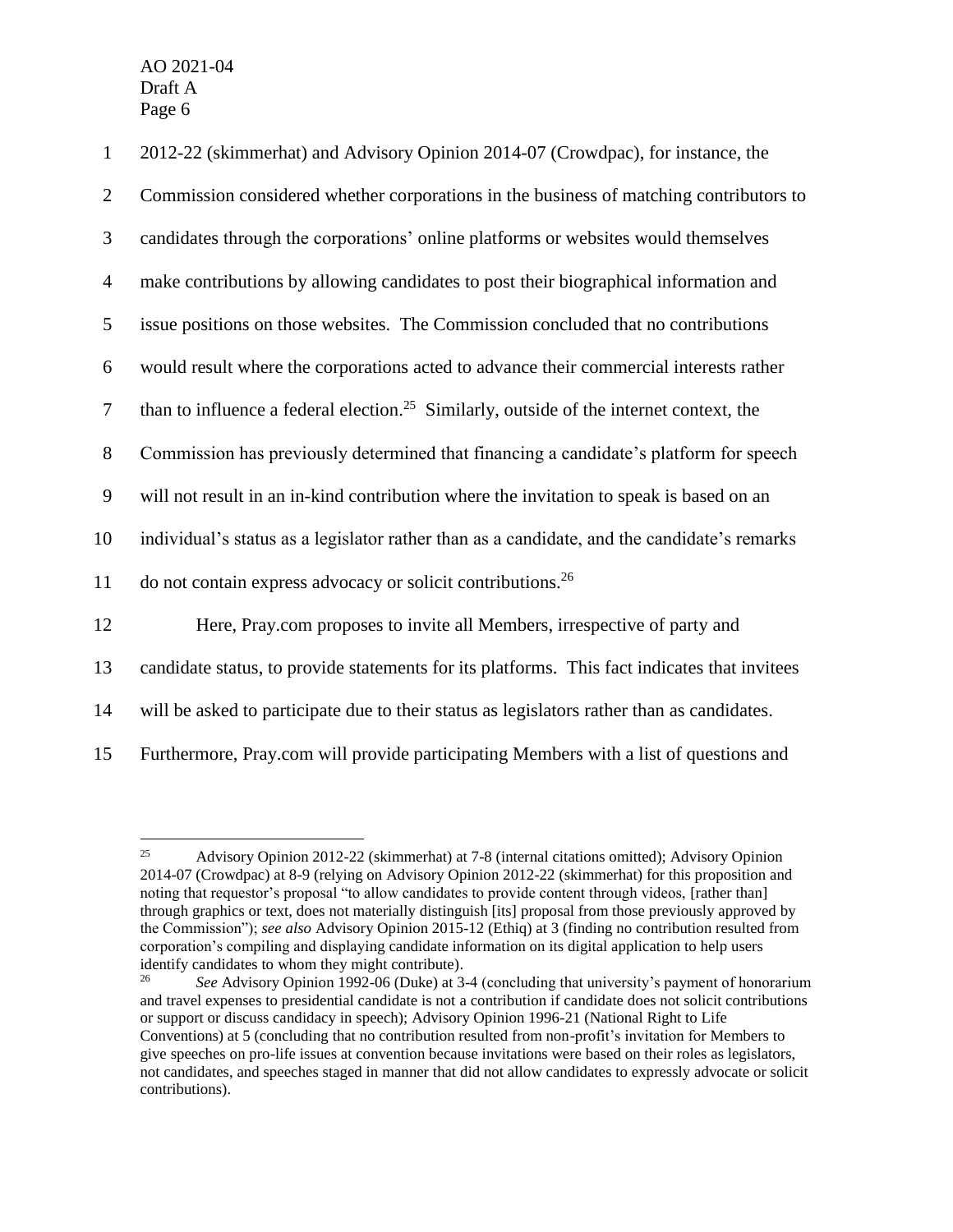2012-22 (skimmerhat) and Advisory Opinion 2014-07 (Crowdpac), for instance, the Commission considered whether corporations in the business of matching contributors to candidates through the corporations' online platforms or websites would themselves make contributions by allowing candidates to post their biographical information and issue positions on those websites. The Commission concluded that no contributions would result where the corporations acted to advance their commercial interests rather than to influence a federal election.[25] Similarly, outside of the internet context, the Commission has previously determined that financing a candidate's platform for speech will not result in an in-kind contribution where the invitation to speak is based on an individual's status as a legislator rather than as a candidate, and the candidate's remarks do not contain express advocacy or solicit contributions.[26]

Here, Pray.com proposes to invite all Members, irrespective of party and candidate status, to provide statements for its platforms. This fact indicates that invitees will be asked to participate due to their status as legislators rather than as candidates. Furthermore, Pray.com will provide participating Members with a list of questions and

---

[25] Advisory Opinion 2012-22 (skimmerhat) at 7-8 (internal citations omitted); Advisory Opinion 2014-07 (Crowdpac) at 8-9 (relying on Advisory Opinion 2012-22 (skimmerhat) for this proposition and noting that requestor's proposal "to allow candidates to provide content through videos, [rather than] through graphics or text, does not materially distinguish [its] proposal from those previously approved by the Commission"); *see also* Advisory Opinion 2015-12 (Ethiq) at 3 (finding no contribution resulted from corporation's compiling and displaying candidate information on its digital application to help users identify candidates to whom they might contribute).

[26] *See* Advisory Opinion 1992-06 (Duke) at 3-4 (concluding that university's payment of honorarium and travel expenses to presidential candidate is not a contribution if candidate does not solicit contributions or support or discuss candidacy in speech); Advisory Opinion 1996-21 (National Right to Life Conventions) at 5 (concluding that no contribution resulted from non-profit's invitation for Members to give speeches on pro-life issues at convention because invitations were based on their roles as legislators, not candidates, and speeches staged in manner that did not allow candidates to expressly advocate or solicit contributions).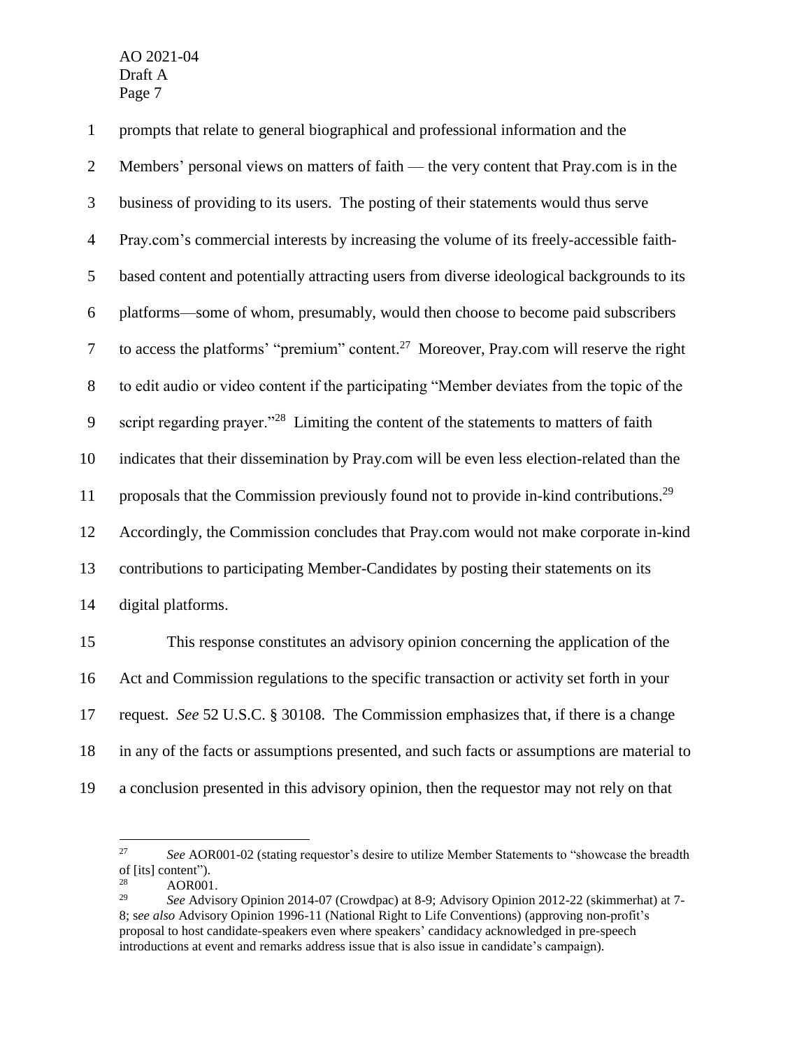prompts that relate to general biographical and professional information and the Members' personal views on matters of faith — the very content that Pray.com is in the business of providing to its users. The posting of their statements would thus serve Pray.com's commercial interests by increasing the volume of its freely-accessible faith-based content and potentially attracting users from diverse ideological backgrounds to its platforms—some of whom, presumably, would then choose to become paid subscribers to access the platforms' "premium" content.[27] Moreover, Pray.com will reserve the right to edit audio or video content if the participating "Member deviates from the topic of the script regarding prayer."[28] Limiting the content of the statements to matters of faith indicates that their dissemination by Pray.com will be even less election-related than the proposals that the Commission previously found not to provide in-kind contributions.[29] Accordingly, the Commission concludes that Pray.com would not make corporate in-kind contributions to participating Member-Candidates by posting their statements on its digital platforms.

This response constitutes an advisory opinion concerning the application of the Act and Commission regulations to the specific transaction or activity set forth in your request. *See* 52 U.S.C. § 30108. The Commission emphasizes that, if there is a change in any of the facts or assumptions presented, and such facts or assumptions are material to a conclusion presented in this advisory opinion, then the requestor may not rely on that

---

[27] *See* AOR001-02 (stating requestor's desire to utilize Member Statements to "showcase the breadth of [its] content").

[28] AOR001.

[29] *See* Advisory Opinion 2014-07 (Crowdpac) at 8-9; Advisory Opinion 2012-22 (skimmerhat) at 7-8; *see also* Advisory Opinion 1996-11 (National Right to Life Conventions) (approving non-profit's proposal to host candidate-speakers even where speakers' candidacy acknowledged in pre-speech introductions at event and remarks address issue that is also issue in candidate's campaign).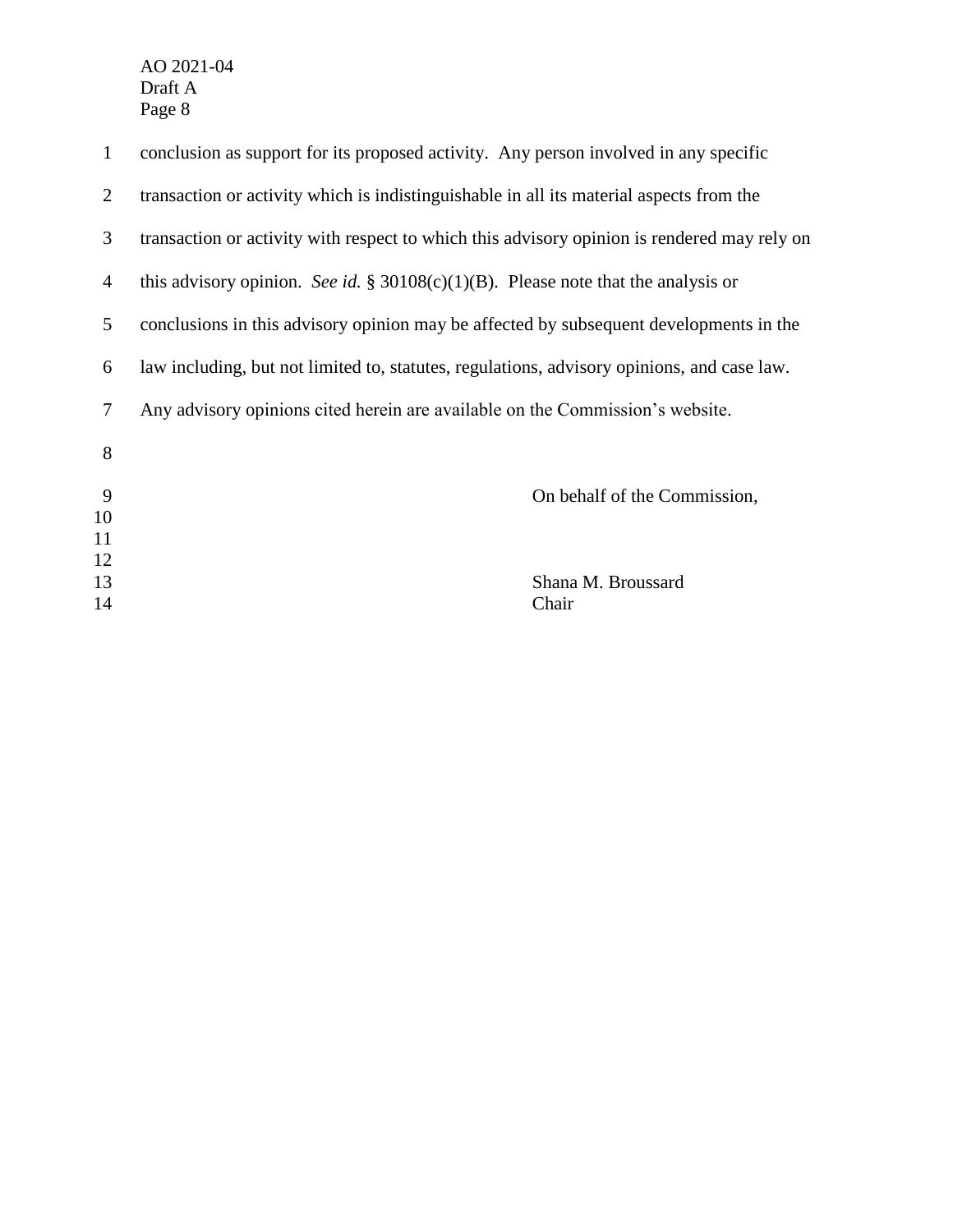conclusion as support for its proposed activity. Any person involved in any specific transaction or activity which is indistinguishable in all its material aspects from the transaction or activity with respect to which this advisory opinion is rendered may rely on this advisory opinion. *See id.* § 30108(c)(1)(B). Please note that the analysis or conclusions in this advisory opinion may be affected by subsequent developments in the law including, but not limited to, statutes, regulations, advisory opinions, and case law. Any advisory opinions cited herein are available on the Commission's website.

On behalf of the Commission,

Shana M. Broussard
Chair